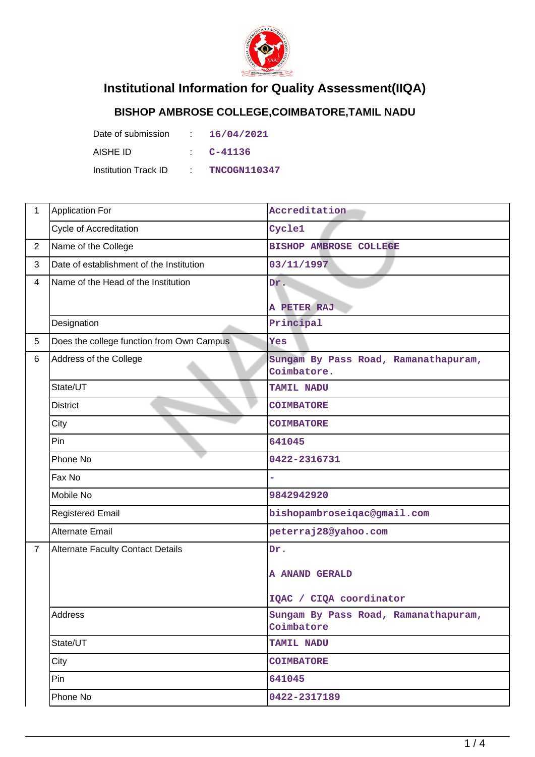# Institutional Information for Quality Assessment(IIQA)

## BISHOP AMBROSE COLLEGE,COIMBATORE,TAMIL NADU

| | | |
|---|---|---|
| Date of submission | : | 16/04/2021 |
| AISHE ID | : | C-41136 |
| Institution Track ID | : | TNCOGN110347 |

| | | |
|---|---|---|
| 1 | Application For | Accreditation |
| | Cycle of Accreditation | Cycle1 |
| 2 | Name of the College | BISHOP AMBROSE COLLEGE |
| 3 | Date of establishment of the Institution | 03/11/1997 |
| 4 | Name of the Head of the Institution | Dr.<br><br>A PETER RAJ |
| | Designation | Principal |
| 5 | Does the college function from Own Campus | Yes |
| 6 | Address of the College | Sungam By Pass Road, Ramanathapuram, Coimbatore. |
| | State/UT | TAMIL NADU |
| | District | COIMBATORE |
| | City | COIMBATORE |
| | Pin | 641045 |
| | Phone No | 0422-2316731 |
| | Fax No | - |
| | Mobile No | 9842942920 |
| | Registered Email | bishopambroseiqac@gmail.com |
| | Alternate Email | peterraj28@yahoo.com |
| 7 | Alternate Faculty Contact Details | Dr.<br><br>A ANAND GERALD<br><br>IQAC / CIQA coordinator |
| | Address | Sungam By Pass Road, Ramanathapuram, Coimbatore |
| | State/UT | TAMIL NADU |
| | City | COIMBATORE |
| | Pin | 641045 |
| | Phone No | 0422-2317189 |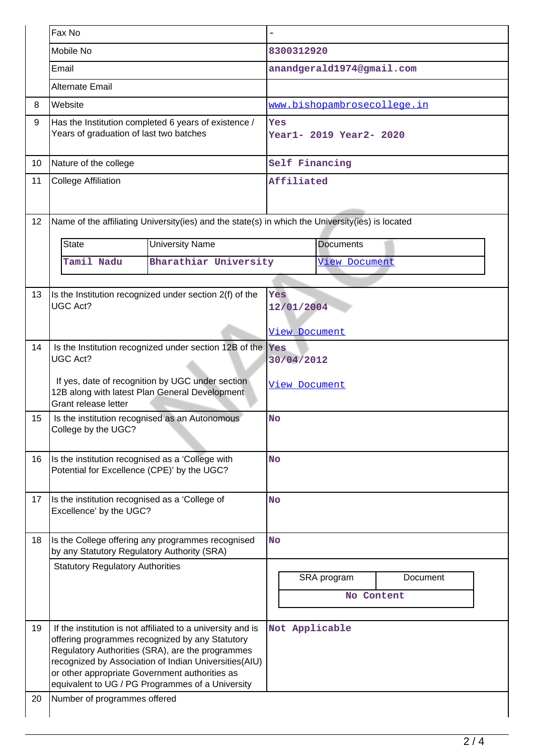|  |  |  |
|---|---|---|
|  | Fax No | - |
|  | Mobile No | 8300312920 |
|  | Email | anandgerald1974@gmail.com |
|  | Alternate Email |  |
| 8 | Website | www.bishopambrosecollege.in |
| 9 | Has the Institution completed 6 years of existence / Years of graduation of last two batches | Yes<br>Year1- 2019 Year2- 2020 |
| 10 | Nature of the college | Self Financing |
| 11 | College Affiliation | Affiliated |

12 Name of the affiliating University(ies) and the state(s) in which the University(ies) is located

| State | University Name | Documents |
|---|---|---|
| Tamil Nadu | Bharathiar University | View Document |

|  |  |  |
|---|---|---|
| 13 | Is the Institution recognized under section 2(f) of the UGC Act? | Yes<br>12/01/2004<br>View Document |
| 14 | Is the Institution recognized under section 12B of the UGC Act?<br>If yes, date of recognition by UGC under section 12B along with latest Plan General Development Grant release letter | Yes<br>30/04/2012<br>View Document |
| 15 | Is the institution recognised as an Autonomous College by the UGC? | No |
| 16 | Is the institution recognised as a 'College with Potential for Excellence (CPE)' by the UGC? | No |
| 17 | Is the institution recognised as a 'College of Excellence' by the UGC? | No |
| 18 | Is the College offering any programmes recognised by any Statutory Regulatory Authority (SRA) | No |

Statutory Regulatory Authorities

| SRA program | Document |
|---|---|
| No Content | |

|  |  |  |
|---|---|---|
| 19 | If the institution is not affiliated to a university and is offering programmes recognized by any Statutory Regulatory Authorities (SRA), are the programmes recognized by Association of Indian Universities(AIU) or other appropriate Government authorities as equivalent to UG / PG Programmes of a University | Not Applicable |
| 20 | Number of programmes offered |  |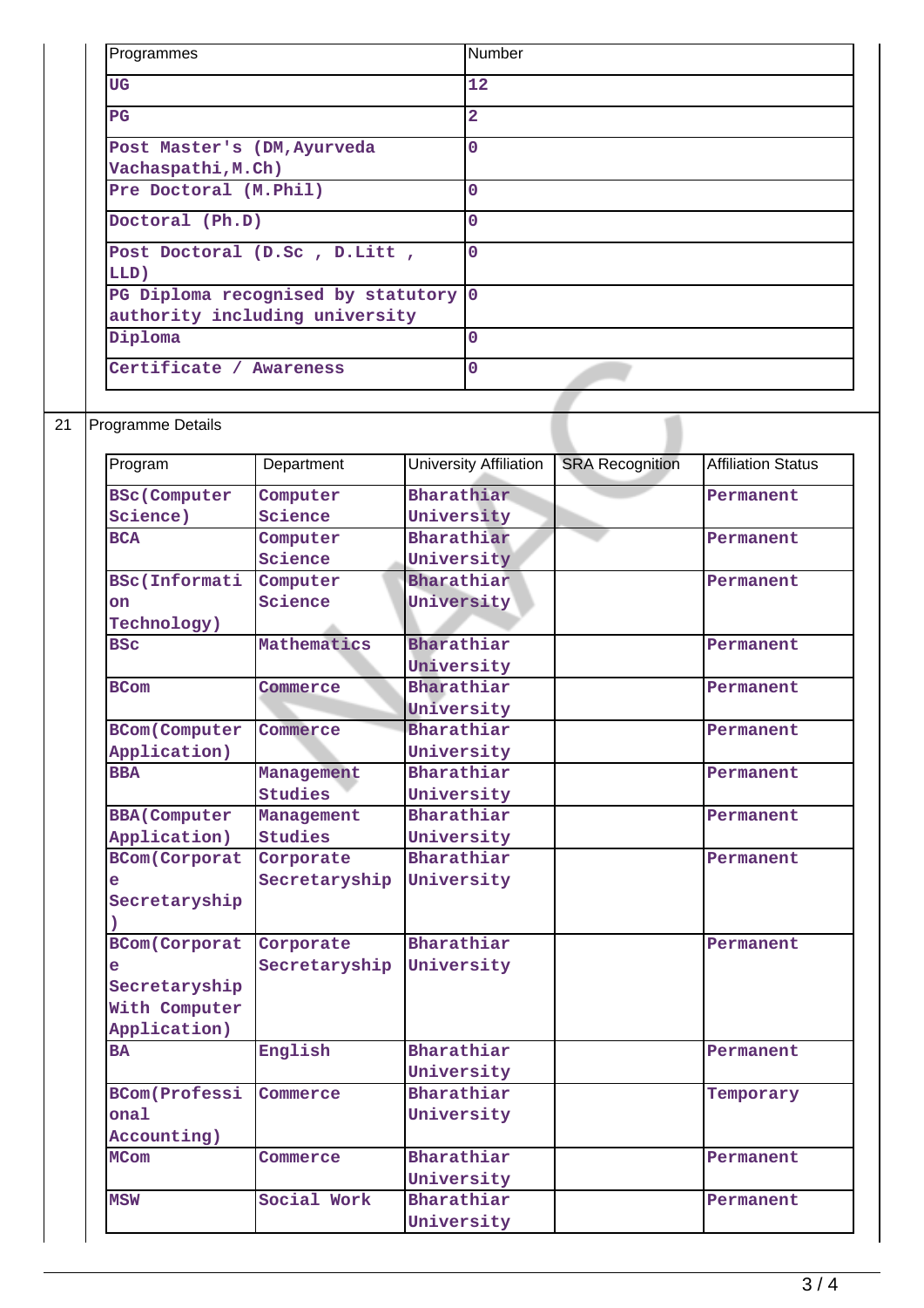| Programmes | Number |
|---|---|
| UG | 12 |
| PG | 2 |
| Post Master's (DM,Ayurveda Vachaspathi,M.Ch) | 0 |
| Pre Doctoral (M.Phil) | 0 |
| Doctoral (Ph.D) | 0 |
| Post Doctoral (D.Sc , D.Litt , LLD) | 0 |
| PG Diploma recognised by statutory authority including university | 0 |
| Diploma | 0 |
| Certificate / Awareness | 0 |

21 Programme Details

| Program | Department | University Affiliation | SRA Recognition | Affiliation Status |
|---|---|---|---|---|
| BSc(Computer Science) | Computer Science | Bharathiar University | | Permanent |
| BCA | Computer Science | Bharathiar University | | Permanent |
| BSc(Information Technology) | Computer Science | Bharathiar University | | Permanent |
| BSc | Mathematics | Bharathiar University | | Permanent |
| BCom | Commerce | Bharathiar University | | Permanent |
| BCom(Computer Application) | Commerce | Bharathiar University | | Permanent |
| BBA | Management Studies | Bharathiar University | | Permanent |
| BBA(Computer Application) | Management Studies | Bharathiar University | | Permanent |
| BCom(Corporate Secretaryship) | Corporate Secretaryship | Bharathiar University | | Permanent |
| BCom(Corporate Secretaryship With Computer Application) | Corporate Secretaryship | Bharathiar University | | Permanent |
| BA | English | Bharathiar University | | Permanent |
| BCom(Professional Accounting) | Commerce | Bharathiar University | | Temporary |
| MCom | Commerce | Bharathiar University | | Permanent |
| MSW | Social Work | Bharathiar University | | Permanent |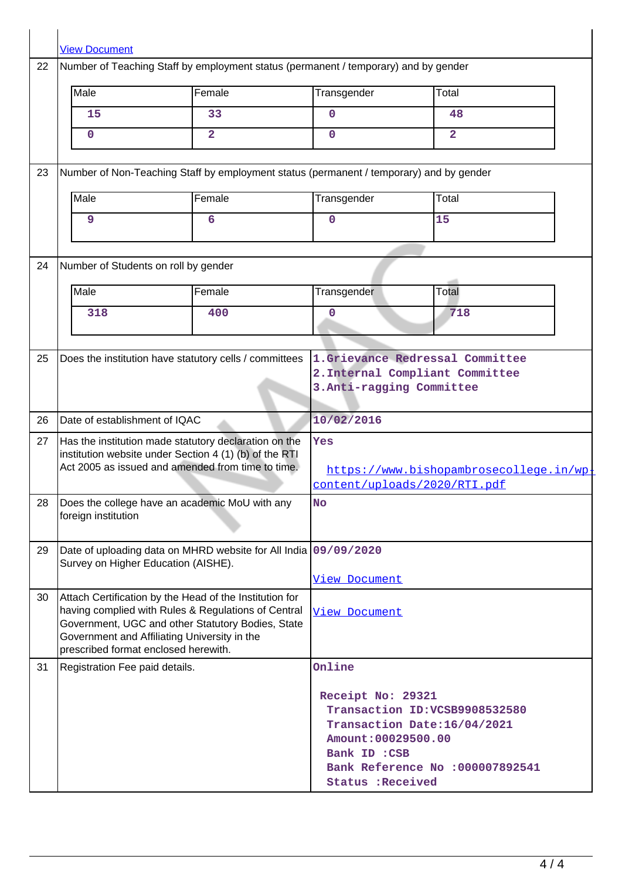[View Document]

| | | |
|---|---|---|
| 22 | Number of Teaching Staff by employment status (permanent / temporary) and by gender | |

| Male | Female | Transgender | Total |
|---|---|---|---|
| 15 | 33 | 0 | 48 |
| 0 | 2 | 0 | 2 |

| | | |
|---|---|---|
| 23 | Number of Non-Teaching Staff by employment status (permanent / temporary) and by gender | |

| Male | Female | Transgender | Total |
|---|---|---|---|
| 9 | 6 | 0 | 15 |

| | | |
|---|---|---|
| 24 | Number of Students on roll by gender | |

| Male | Female | Transgender | Total |
|---|---|---|---|
| 318 | 400 | 0 | 718 |

| | | |
|---|---|---|
| 25 | Does the institution have statutory cells / committees | 1.Grievance Redressal Committee<br>2.Internal Compliant Committee<br>3.Anti-ragging Committee |
| 26 | Date of establishment of IQAC | 10/02/2016 |
| 27 | Has the institution made statutory declaration on the institution website under Section 4 (1) (b) of the RTI Act 2005 as issued and amended from time to time. | Yes<br><br>https://www.bishopambrosecollege.in/wp-content/uploads/2020/RTI.pdf |
| 28 | Does the college have an academic MoU with any foreign institution | No |
| 29 | Date of uploading data on MHRD website for All India Survey on Higher Education (AISHE). | 09/09/2020<br><br>View Document |
| 30 | Attach Certification by the Head of the Institution for having complied with Rules & Regulations of Central Government, UGC and other Statutory Bodies, State Government and Affiliating University in the prescribed format enclosed herewith. | View Document |
| 31 | Registration Fee paid details. | Online<br><br>Receipt No: 29321<br>Transaction ID:VCSB9908532580<br>Transaction Date:16/04/2021<br>Amount:00029500.00<br>Bank ID :CSB<br>Bank Reference No :000007892541<br>Status :Received |